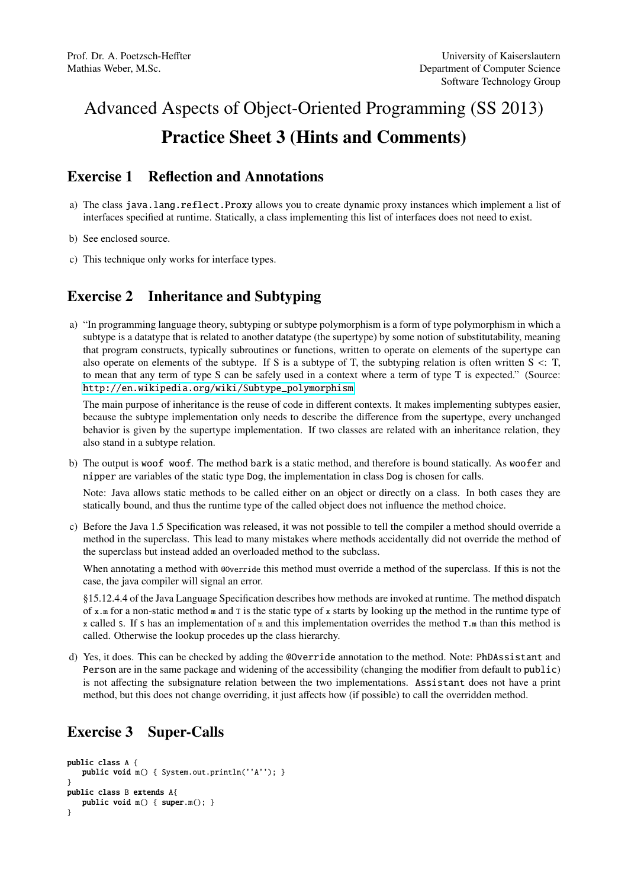Prof. Dr. A. Poetzsch-Heffter
Mathias Weber, M.Sc.

University of Kaiserslautern
Department of Computer Science
Software Technology Group

# Advanced Aspects of Object-Oriented Programming (SS 2013)

# Practice Sheet 3 (Hints and Comments)

## Exercise 1 Reflection and Annotations

a) The class `java.lang.reflect.Proxy` allows you to create dynamic proxy instances which implement a list of interfaces specified at runtime. Statically, a class implementing this list of interfaces does not need to exist.

b) See enclosed source.

c) This technique only works for interface types.

## Exercise 2 Inheritance and Subtyping

a) "In programming language theory, subtyping or subtype polymorphism is a form of type polymorphism in which a subtype is a datatype that is related to another datatype (the supertype) by some notion of substitutability, meaning that program constructs, typically subroutines or functions, written to operate on elements of the supertype can also operate on elements of the subtype. If S is a subtype of T, the subtyping relation is often written S <: T, to mean that any term of type S can be safely used in a context where a term of type T is expected." (Source: http://en.wikipedia.org/wiki/Subtype_polymorphism)

   The main purpose of inheritance is the reuse of code in different contexts. It makes implementing subtypes easier, because the subtype implementation only needs to describe the difference from the supertype, every unchanged behavior is given by the supertype implementation. If two classes are related with an inheritance relation, they also stand in a subtype relation.

b) The output is `woof woof`. The method `bark` is a static method, and therefore is bound statically. As `woofer` and `nipper` are variables of the static type `Dog`, the implementation in class `Dog` is chosen for calls.

   Note: Java allows static methods to be called either on an object or directly on a class. In both cases they are statically bound, and thus the runtime type of the called object does not influence the method choice.

c) Before the Java 1.5 Specification was released, it was not possible to tell the compiler a method should override a method in the superclass. This lead to many mistakes where methods accidentally did not override the method of the superclass but instead added an overloaded method to the subclass.

   When annotating a method with `@Override` this method must override a method of the superclass. If this is not the case, the java compiler will signal an error.

   §15.12.4.4 of the Java Language Specification describes how methods are invoked at runtime. The method dispatch of `x.m` for a non-static method `m` and `T` is the static type of `x` starts by looking up the method in the runtime type of `x` called `S`. If `S` has an implementation of `m` and this implementation overrides the method `T.m` than this method is called. Otherwise the lookup procedes up the class hierarchy.

d) Yes, it does. This can be checked by adding the `@Override` annotation to the method. Note: `PhDAssistant` and `Person` are in the same package and widening of the accessibility (changing the modifier from default to `public`) is not affecting the subsignature relation between the two implementations. `Assistant` does not have a print method, but this does not change overriding, it just affects how (if possible) to call the overridden method.

## Exercise 3 Super-Calls

```
public class A {
    public void m() { System.out.println(''A''); }
}
public class B extends A{
    public void m() { super.m(); }
}
```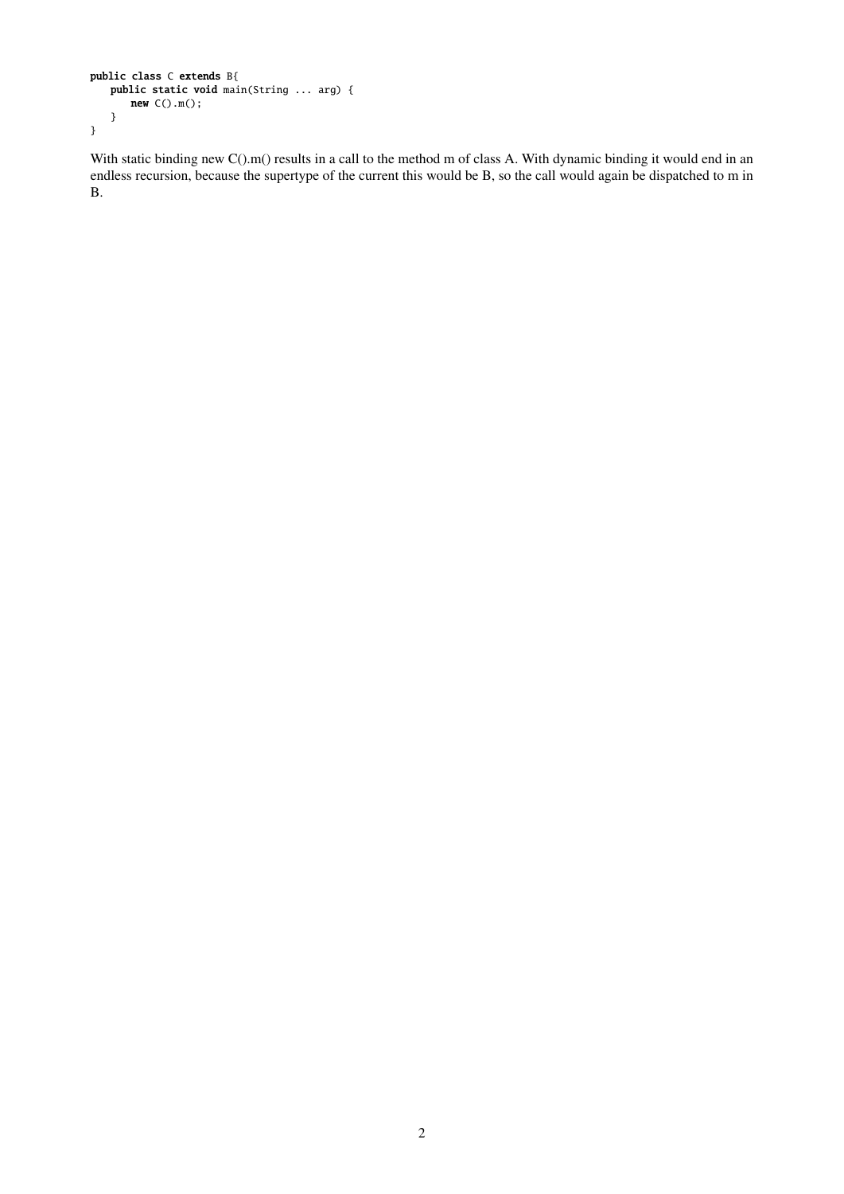```
public class C extends B{
   public static void main(String ... arg) {
      new C().m();
   }
}
```

With static binding new C().m() results in a call to the method m of class A. With dynamic binding it would end in an endless recursion, because the supertype of the current this would be B, so the call would again be dispatched to m in B.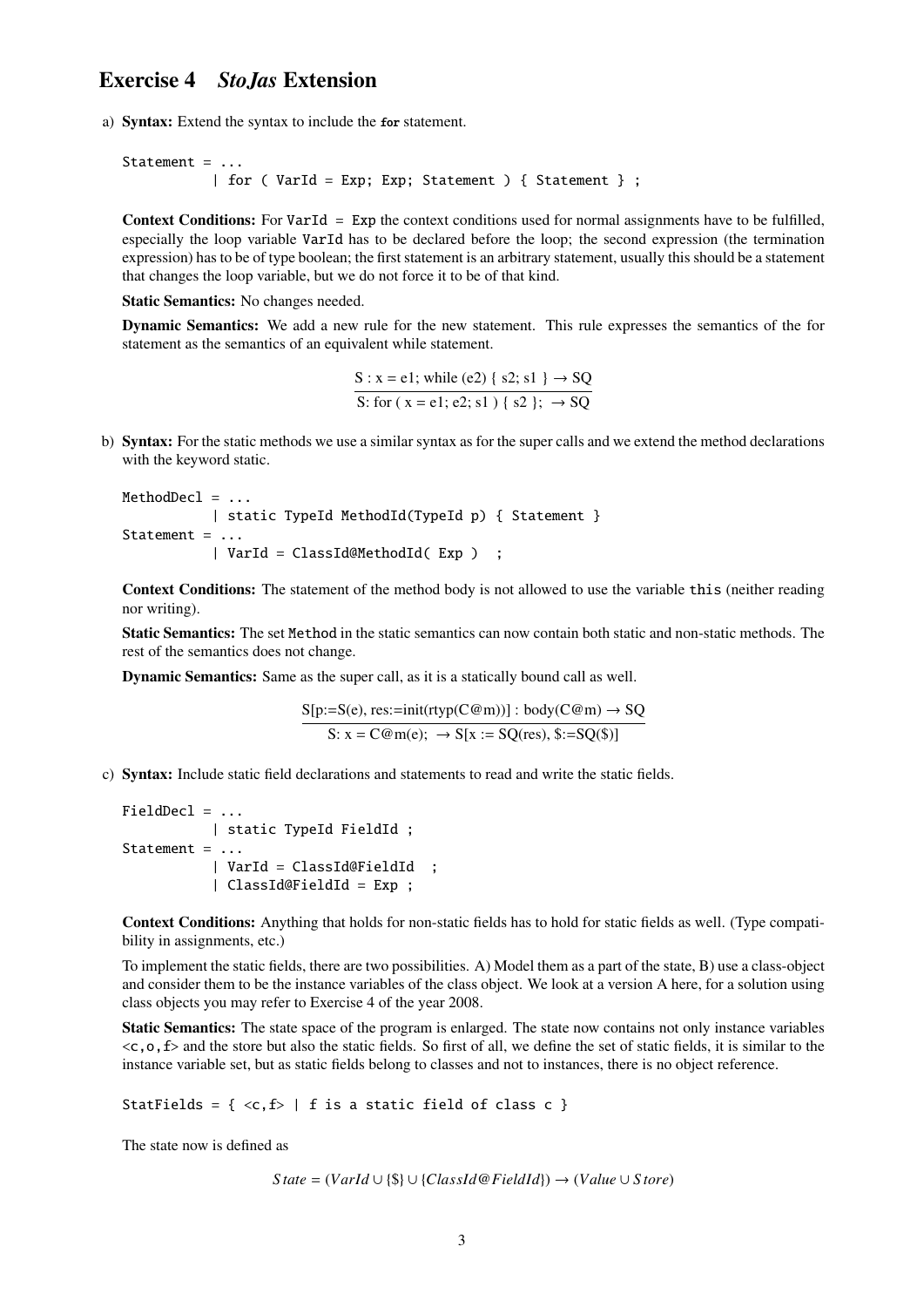## Exercise 4 *StoJas* Extension

a) **Syntax:** Extend the syntax to include the **for** statement.

```
Statement = ...
          | for ( VarId = Exp; Exp; Statement ) { Statement } ;
```

**Context Conditions:** For `VarId = Exp` the context conditions used for normal assignments have to be fulfilled, especially the loop variable `VarId` has to be declared before the loop; the second expression (the termination expression) has to be of type boolean; the first statement is an arbitrary statement, usually this should be a statement that changes the loop variable, but we do not force it to be of that kind.

**Static Semantics:** No changes needed.

**Dynamic Semantics:** We add a new rule for the new statement. This rule expresses the semantics of the for statement as the semantics of an equivalent while statement.

$$\frac{\text{S : x = e1; while (e2) \{ s2; s1 \}} \rightarrow \text{SQ}}{\text{S: for ( x = e1; e2; s1 ) \{ s2 \};} \rightarrow \text{SQ}}$$

b) **Syntax:** For the static methods we use a similar syntax as for the super calls and we extend the method declarations with the keyword static.

```
MethodDecl = ...
          | static TypeId MethodId(TypeId p) { Statement }
Statement = ...
          | VarId = ClassId@MethodId( Exp )  ;
```

**Context Conditions:** The statement of the method body is not allowed to use the variable `this` (neither reading nor writing).

**Static Semantics:** The set `Method` in the static semantics can now contain both static and non-static methods. The rest of the semantics does not change.

**Dynamic Semantics:** Same as the super call, as it is a statically bound call as well.

$$\frac{\text{S[p:=S(e), res:=init(rtyp(C@m))] : body(C@m)} \rightarrow \text{SQ}}{\text{S: x = C@m(e);} \rightarrow \text{S[x := SQ(res), \$:=SQ(\$)]}}$$

c) **Syntax:** Include static field declarations and statements to read and write the static fields.

```
FieldDecl = ...
          | static TypeId FieldId ;
Statement = ...
          | VarId = ClassId@FieldId  ;
          | ClassId@FieldId = Exp ;
```

**Context Conditions:** Anything that holds for non-static fields has to hold for static fields as well. (Type compatibility in assignments, etc.)

To implement the static fields, there are two possibilities. A) Model them as a part of the state, B) use a class-object and consider them to be the instance variables of the class object. We look at a version A here, for a solution using class objects you may refer to Exercise 4 of the year 2008.

**Static Semantics:** The state space of the program is enlarged. The state now contains not only instance variables `<c,o,f>` and the store but also the static fields. So first of all, we define the set of static fields, it is similar to the instance variable set, but as static fields belong to classes and not to instances, there is no object reference.

```
StatFields = { <c,f> | f is a static field of class c }
```

The state now is defined as

$$State = (VarId \cup \{\$\} \cup \{ClassId@FieldId\}) \rightarrow (Value \cup Store)$$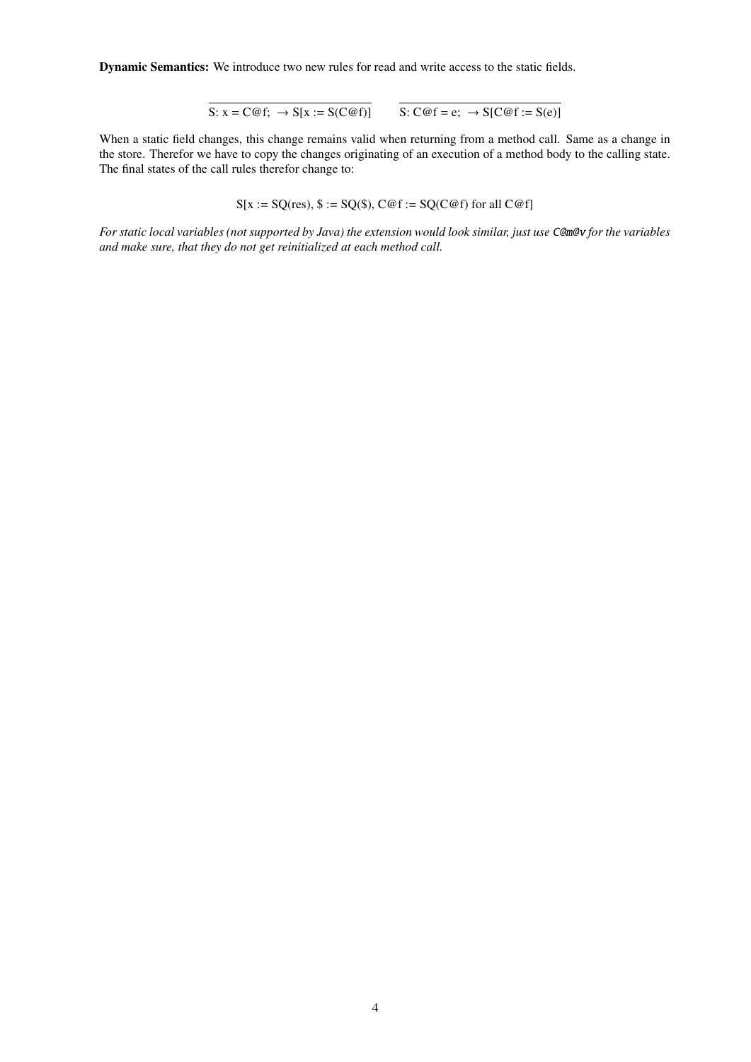**Dynamic Semantics:** We introduce two new rules for read and write access to the static fields.

$$\frac{}{\text{S: x = C@f; } \rightarrow \text{S[x := S(C@f)]}} \qquad \frac{}{\text{S: C@f = e; } \rightarrow \text{S[C@f := S(e)]}}$$

When a static field changes, this change remains valid when returning from a method call. Same as a change in the store. Therefor we have to copy the changes originating of an execution of a method body to the calling state. The final states of the call rules therefor change to:

$$\text{S[x := SQ(res), \$ := SQ(\$), C@f := SQ(C@f) for all C@f]}$$

*For static local variables (not supported by Java) the extension would look similar, just use* `C@m@v` *for the variables and make sure, that they do not get reinitialized at each method call.*